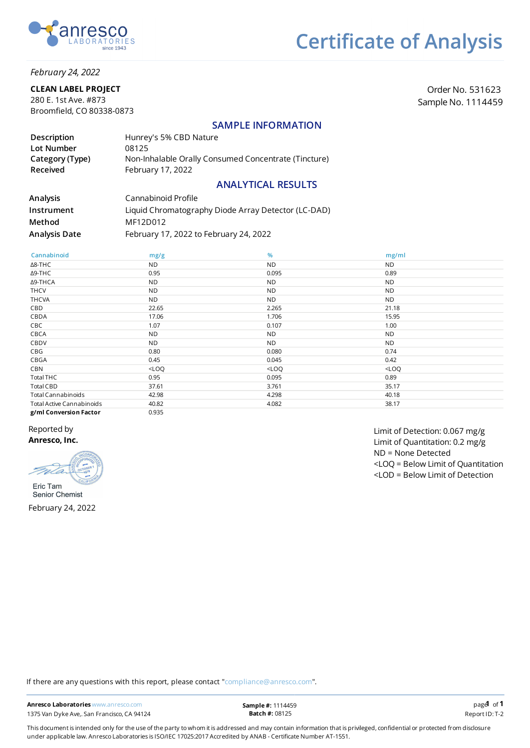# Certificate of Analysis

*February 24, 2022*

**CLEAN LABEL PROJECT**
280 E. 1st Ave. #873
Broomfield, CO 80338-0873

Order No. 531623
Sample No. 1114459

## SAMPLE INFORMATION

| | |
|---|---|
| **Description** | Hunrey's 5% CBD Nature |
| **Lot Number** | 08125 |
| **Category (Type)** | Non-Inhalable Orally Consumed Concentrate (Tincture) |
| **Received** | February 17, 2022 |

## ANALYTICAL RESULTS

| | |
|---|---|
| **Analysis** | Cannabinoid Profile |
| **Instrument** | Liquid Chromatography Diode Array Detector (LC-DAD) |
| **Method** | MF12D012 |
| **Analysis Date** | February 17, 2022 to February 24, 2022 |

| Cannabinoid | mg/g | % | mg/ml |
|---|---|---|---|
| Δ8-THC | ND | ND | ND |
| Δ9-THC | 0.95 | 0.095 | 0.89 |
| Δ9-THCA | ND | ND | ND |
| THCV | ND | ND | ND |
| THCVA | ND | ND | ND |
| CBD | 22.65 | 2.265 | 21.18 |
| CBDA | 17.06 | 1.706 | 15.95 |
| CBC | 1.07 | 0.107 | 1.00 |
| CBCA | ND | ND | ND |
| CBDV | ND | ND | ND |
| CBG | 0.80 | 0.080 | 0.74 |
| CBGA | 0.45 | 0.045 | 0.42 |
| CBN | <LOQ | <LOQ | <LOQ |
| Total THC | 0.95 | 0.095 | 0.89 |
| Total CBD | 37.61 | 3.761 | 35.17 |
| Total Cannabinoids | 42.98 | 4.298 | 40.18 |
| Total Active Cannabinoids | 40.82 | 4.082 | 38.17 |
| **g/ml Conversion Factor** | 0.935 | | |

Reported by
**Anresco, Inc.**

Eric Tam
Senior Chemist

February 24, 2022

Limit of Detection: 0.067 mg/g
Limit of Quantitation: 0.2 mg/g
ND = None Detected
<LOQ = Below Limit of Quantitation
<LOD = Below Limit of Detection

If there are any questions with this report, please contact "compliance@anresco.com".

**Anresco Laboratories** www.anresco.com
1375 Van Dyke Ave,. San Francisco, CA 94124

**Sample #:** 1114459
**Batch #:** 08125

Report ID: T-2

This document is intended only for the use of the party to whom it is addressed and may contain information that is privileged, confidential or protected from disclosure under applicable law. Anresco Laboratories is ISO/IEC 17025:2017 Accredited by ANAB - Certificate Number AT-1551.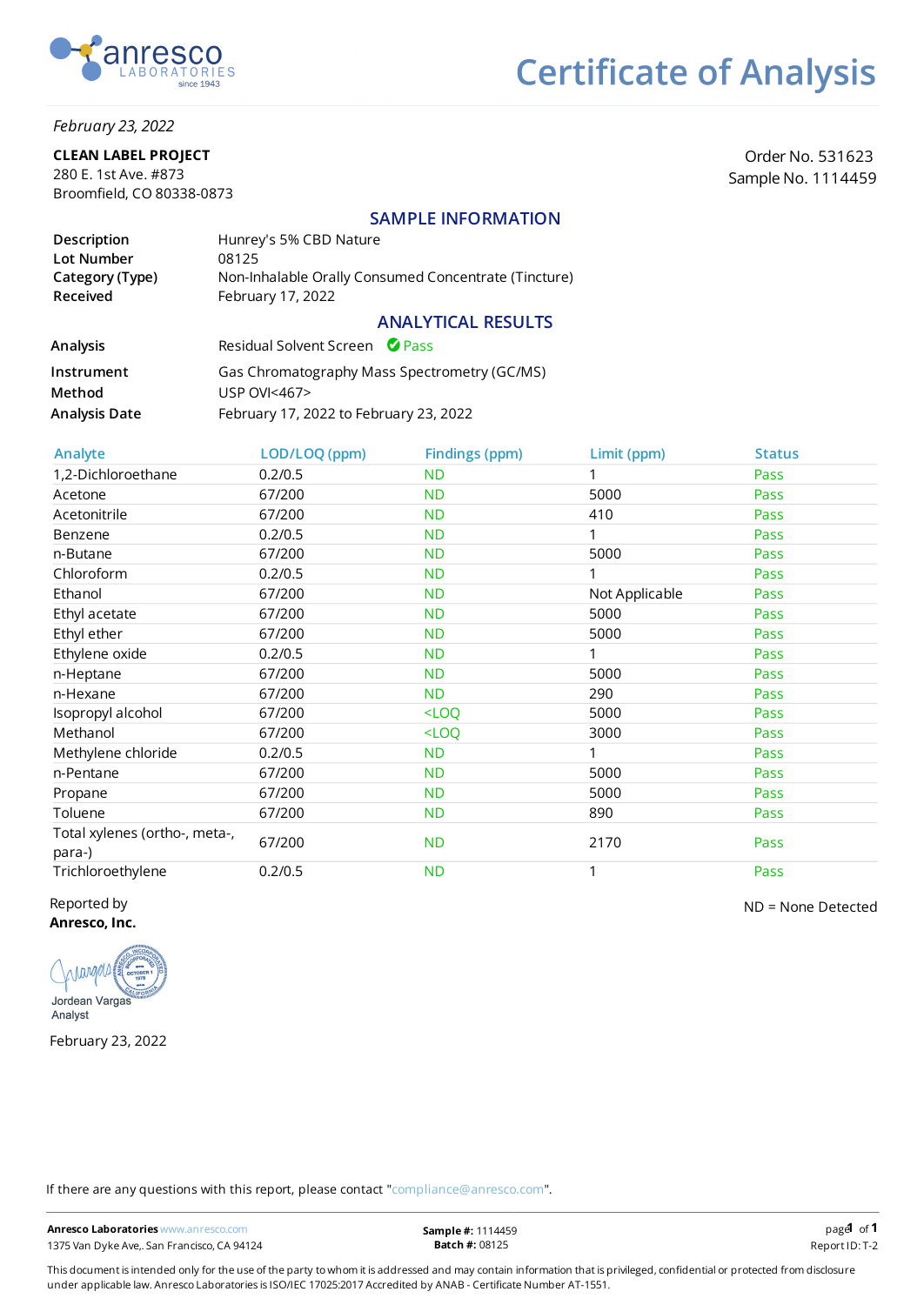# Certificate of Analysis

*February 23, 2022*

**CLEAN LABEL PROJECT**
280 E. 1st Ave. #873
Broomfield, CO 80338-0873

Order No. 531623
Sample No. 1114459

## SAMPLE INFORMATION

| | |
|---|---|
| **Description** | Hunrey's 5% CBD Nature |
| **Lot Number** | 08125 |
| **Category (Type)** | Non-Inhalable Orally Consumed Concentrate (Tincture) |
| **Received** | February 17, 2022 |

## ANALYTICAL RESULTS

| | |
|---|---|
| **Analysis** | Residual Solvent Screen ✔ Pass |
| **Instrument** | Gas Chromatography Mass Spectrometry (GC/MS) |
| **Method** | USP OVI<467> |
| **Analysis Date** | February 17, 2022 to February 23, 2022 |

| Analyte | LOD/LOQ (ppm) | Findings (ppm) | Limit (ppm) | Status |
|---|---|---|---|---|
| 1,2-Dichloroethane | 0.2/0.5 | ND | 1 | Pass |
| Acetone | 67/200 | ND | 5000 | Pass |
| Acetonitrile | 67/200 | ND | 410 | Pass |
| Benzene | 0.2/0.5 | ND | 1 | Pass |
| n-Butane | 67/200 | ND | 5000 | Pass |
| Chloroform | 0.2/0.5 | ND | 1 | Pass |
| Ethanol | 67/200 | ND | Not Applicable | Pass |
| Ethyl acetate | 67/200 | ND | 5000 | Pass |
| Ethyl ether | 67/200 | ND | 5000 | Pass |
| Ethylene oxide | 0.2/0.5 | ND | 1 | Pass |
| n-Heptane | 67/200 | ND | 5000 | Pass |
| n-Hexane | 67/200 | ND | 290 | Pass |
| Isopropyl alcohol | 67/200 | <LOQ | 5000 | Pass |
| Methanol | 67/200 | <LOQ | 3000 | Pass |
| Methylene chloride | 0.2/0.5 | ND | 1 | Pass |
| n-Pentane | 67/200 | ND | 5000 | Pass |
| Propane | 67/200 | ND | 5000 | Pass |
| Toluene | 67/200 | ND | 890 | Pass |
| Total xylenes (ortho-, meta-, para-) | 67/200 | ND | 2170 | Pass |
| Trichloroethylene | 0.2/0.5 | ND | 1 | Pass |

ND = None Detected

Reported by
**Anresco, Inc.**

Jordean Vargas
Analyst

February 23, 2022

If there are any questions with this report, please contact "compliance@anresco.com".

**Anresco Laboratories** www.anresco.com
1375 Van Dyke Ave,. San Francisco, CA 94124

**Sample #:** 1114459
**Batch #:** 08125

Report ID: T-2

This document is intended only for the use of the party to whom it is addressed and may contain information that is privileged, confidential or protected from disclosure under applicable law. Anresco Laboratories is ISO/IEC 17025:2017 Accredited by ANAB - Certificate Number AT-1551.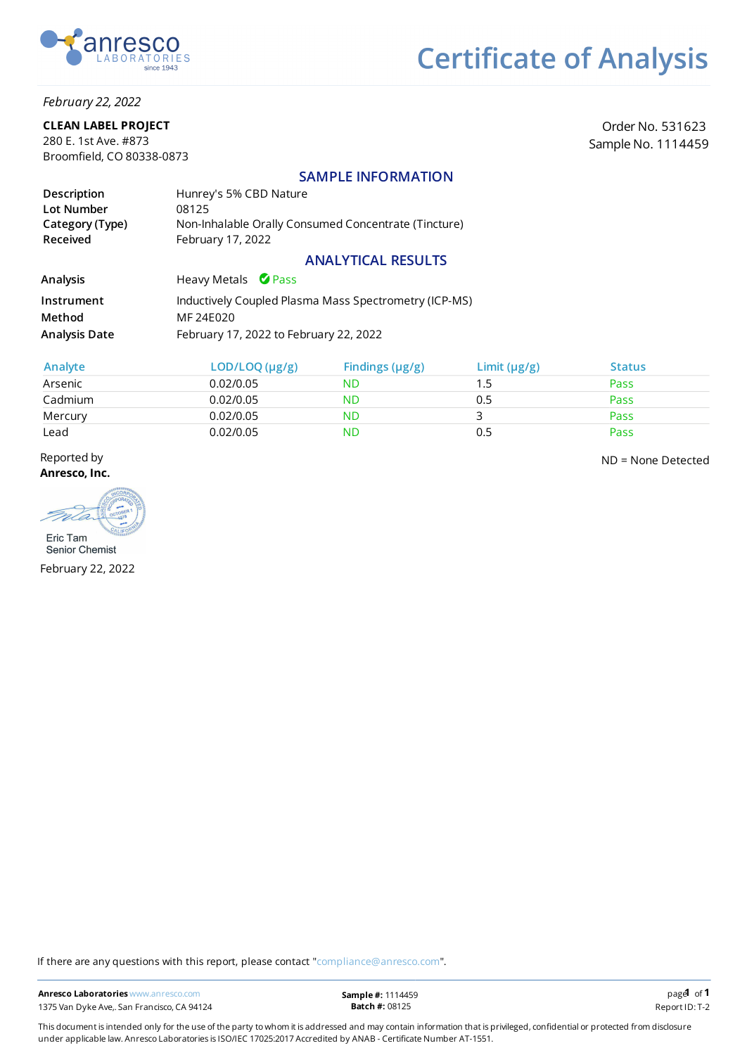anresco LABORATORIES since 1943

# Certificate of Analysis

*February 22, 2022*

**CLEAN LABEL PROJECT**
280 E. 1st Ave. #873
Broomfield, CO 80338-0873

Order No. 531623
Sample No. 1114459

## SAMPLE INFORMATION

| | |
|---|---|
| **Description** | Hunrey's 5% CBD Nature |
| **Lot Number** | 08125 |
| **Category (Type)** | Non-Inhalable Orally Consumed Concentrate (Tincture) |
| **Received** | February 17, 2022 |

## ANALYTICAL RESULTS

| | |
|---|---|
| **Analysis** | Heavy Metals ✔ Pass |
| **Instrument** | Inductively Coupled Plasma Mass Spectrometry (ICP-MS) |
| **Method** | MF 24E020 |
| **Analysis Date** | February 17, 2022 to February 22, 2022 |

| Analyte | LOD/LOQ (μg/g) | Findings (μg/g) | Limit (μg/g) | Status |
|---|---|---|---|---|
| Arsenic | 0.02/0.05 | ND | 1.5 | Pass |
| Cadmium | 0.02/0.05 | ND | 0.5 | Pass |
| Mercury | 0.02/0.05 | ND | 3 | Pass |
| Lead | 0.02/0.05 | ND | 0.5 | Pass |

ND = None Detected

Reported by
**Anresco, Inc.**

Eric Tam
Senior Chemist
February 22, 2022

If there are any questions with this report, please contact "compliance@anresco.com".

**Anresco Laboratories** www.anresco.com
1375 Van Dyke Ave,. San Francisco, CA 94124

**Sample #:** 1114459
**Batch #:** 08125

Report ID: T-2

This document is intended only for the use of the party to whom it is addressed and may contain information that is privileged, confidential or protected from disclosure under applicable law. Anresco Laboratories is ISO/IEC 17025:2017 Accredited by ANAB - Certificate Number AT-1551.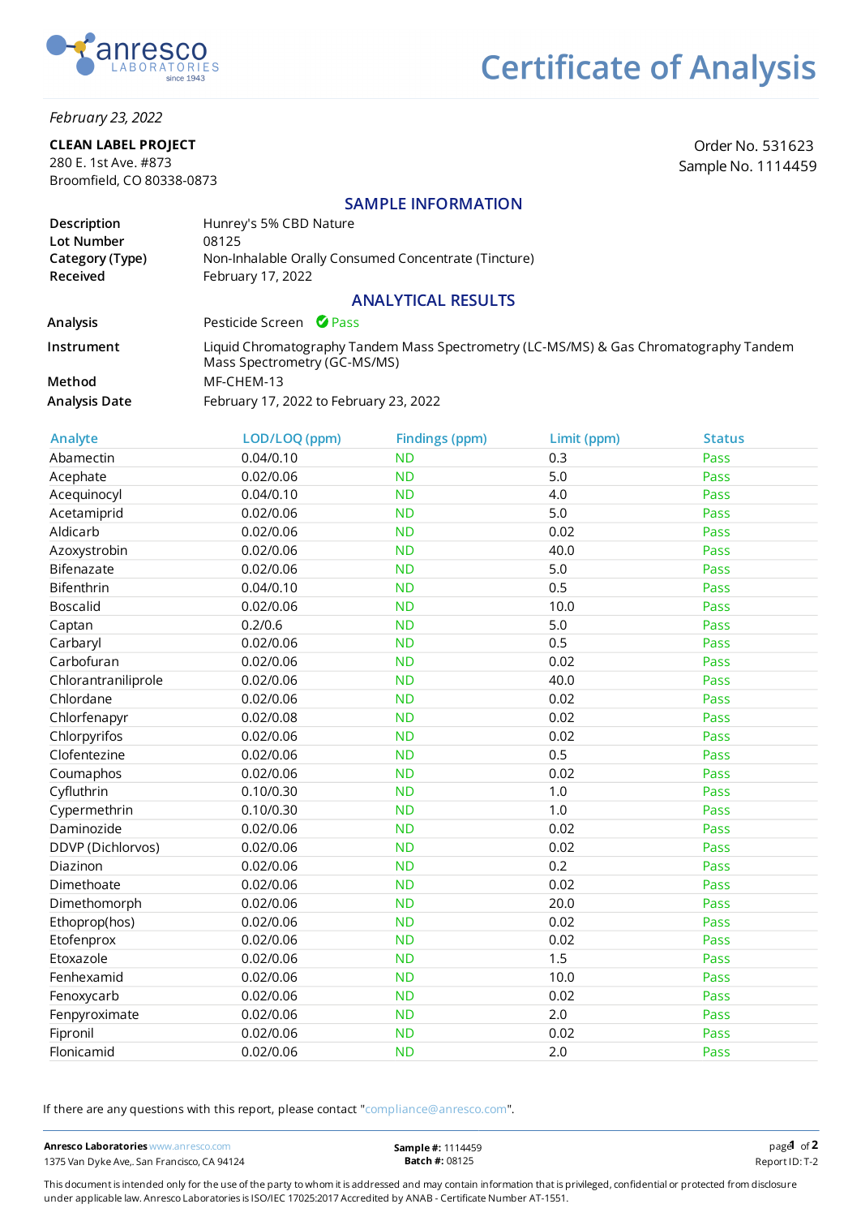# Certificate of Analysis

*February 23, 2022*

**CLEAN LABEL PROJECT**
280 E. 1st Ave. #873
Broomfield, CO 80338-0873

Order No. 531623
Sample No. 1114459

## SAMPLE INFORMATION

| | |
|---|---|
| **Description** | Hunrey's 5% CBD Nature |
| **Lot Number** | 08125 |
| **Category (Type)** | Non-Inhalable Orally Consumed Concentrate (Tincture) |
| **Received** | February 17, 2022 |

## ANALYTICAL RESULTS

| | |
|---|---|
| **Analysis** | Pesticide Screen ✔ Pass |
| **Instrument** | Liquid Chromatography Tandem Mass Spectrometry (LC-MS/MS) & Gas Chromatography Tandem Mass Spectrometry (GC-MS/MS) |
| **Method** | MF-CHEM-13 |
| **Analysis Date** | February 17, 2022 to February 23, 2022 |

| Analyte | LOD/LOQ (ppm) | Findings (ppm) | Limit (ppm) | Status |
|---|---|---|---|---|
| Abamectin | 0.04/0.10 | ND | 0.3 | Pass |
| Acephate | 0.02/0.06 | ND | 5.0 | Pass |
| Acequinocyl | 0.04/0.10 | ND | 4.0 | Pass |
| Acetamiprid | 0.02/0.06 | ND | 5.0 | Pass |
| Aldicarb | 0.02/0.06 | ND | 0.02 | Pass |
| Azoxystrobin | 0.02/0.06 | ND | 40.0 | Pass |
| Bifenazate | 0.02/0.06 | ND | 5.0 | Pass |
| Bifenthrin | 0.04/0.10 | ND | 0.5 | Pass |
| Boscalid | 0.02/0.06 | ND | 10.0 | Pass |
| Captan | 0.2/0.6 | ND | 5.0 | Pass |
| Carbaryl | 0.02/0.06 | ND | 0.5 | Pass |
| Carbofuran | 0.02/0.06 | ND | 0.02 | Pass |
| Chlorantraniliprole | 0.02/0.06 | ND | 40.0 | Pass |
| Chlordane | 0.02/0.06 | ND | 0.02 | Pass |
| Chlorfenapyr | 0.02/0.08 | ND | 0.02 | Pass |
| Chlorpyrifos | 0.02/0.06 | ND | 0.02 | Pass |
| Clofentezine | 0.02/0.06 | ND | 0.5 | Pass |
| Coumaphos | 0.02/0.06 | ND | 0.02 | Pass |
| Cyfluthrin | 0.10/0.30 | ND | 1.0 | Pass |
| Cypermethrin | 0.10/0.30 | ND | 1.0 | Pass |
| Daminozide | 0.02/0.06 | ND | 0.02 | Pass |
| DDVP (Dichlorvos) | 0.02/0.06 | ND | 0.02 | Pass |
| Diazinon | 0.02/0.06 | ND | 0.2 | Pass |
| Dimethoate | 0.02/0.06 | ND | 0.02 | Pass |
| Dimethomorph | 0.02/0.06 | ND | 20.0 | Pass |
| Ethoprop(hos) | 0.02/0.06 | ND | 0.02 | Pass |
| Etofenprox | 0.02/0.06 | ND | 0.02 | Pass |
| Etoxazole | 0.02/0.06 | ND | 1.5 | Pass |
| Fenhexamid | 0.02/0.06 | ND | 10.0 | Pass |
| Fenoxycarb | 0.02/0.06 | ND | 0.02 | Pass |
| Fenpyroximate | 0.02/0.06 | ND | 2.0 | Pass |
| Fipronil | 0.02/0.06 | ND | 0.02 | Pass |
| Flonicamid | 0.02/0.06 | ND | 2.0 | Pass |

If there are any questions with this report, please contact "compliance@anresco.com".

**Anresco Laboratories** www.anresco.com
1375 Van Dyke Ave,. San Francisco, CA 94124

**Sample #:** 1114459
**Batch #:** 08125

Report ID: T-2

This document is intended only for the use of the party to whom it is addressed and may contain information that is privileged, confidential or protected from disclosure under applicable law. Anresco Laboratories is ISO/IEC 17025:2017 Accredited by ANAB - Certificate Number AT-1551.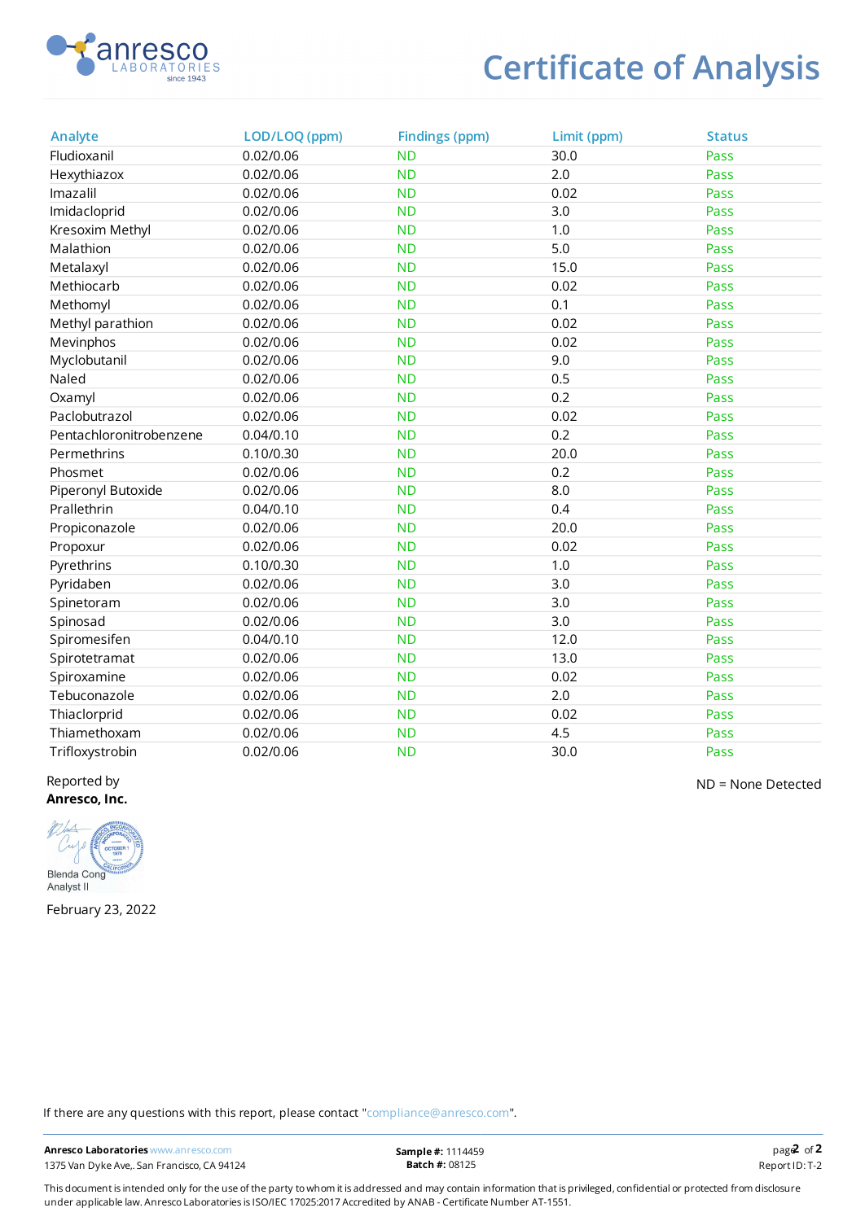# Certificate of Analysis

| Analyte | LOD/LOQ (ppm) | Findings (ppm) | Limit (ppm) | Status |
|---|---|---|---|---|
| Fludioxanil | 0.02/0.06 | ND | 30.0 | Pass |
| Hexythiazox | 0.02/0.06 | ND | 2.0 | Pass |
| Imazalil | 0.02/0.06 | ND | 0.02 | Pass |
| Imidacloprid | 0.02/0.06 | ND | 3.0 | Pass |
| Kresoxim Methyl | 0.02/0.06 | ND | 1.0 | Pass |
| Malathion | 0.02/0.06 | ND | 5.0 | Pass |
| Metalaxyl | 0.02/0.06 | ND | 15.0 | Pass |
| Methiocarb | 0.02/0.06 | ND | 0.02 | Pass |
| Methomyl | 0.02/0.06 | ND | 0.1 | Pass |
| Methyl parathion | 0.02/0.06 | ND | 0.02 | Pass |
| Mevinphos | 0.02/0.06 | ND | 0.02 | Pass |
| Myclobutanil | 0.02/0.06 | ND | 9.0 | Pass |
| Naled | 0.02/0.06 | ND | 0.5 | Pass |
| Oxamyl | 0.02/0.06 | ND | 0.2 | Pass |
| Paclobutrazol | 0.02/0.06 | ND | 0.02 | Pass |
| Pentachloronitrobenzene | 0.04/0.10 | ND | 0.2 | Pass |
| Permethrins | 0.10/0.30 | ND | 20.0 | Pass |
| Phosmet | 0.02/0.06 | ND | 0.2 | Pass |
| Piperonyl Butoxide | 0.02/0.06 | ND | 8.0 | Pass |
| Prallethrin | 0.04/0.10 | ND | 0.4 | Pass |
| Propiconazole | 0.02/0.06 | ND | 20.0 | Pass |
| Propoxur | 0.02/0.06 | ND | 0.02 | Pass |
| Pyrethrins | 0.10/0.30 | ND | 1.0 | Pass |
| Pyridaben | 0.02/0.06 | ND | 3.0 | Pass |
| Spinetoram | 0.02/0.06 | ND | 3.0 | Pass |
| Spinosad | 0.02/0.06 | ND | 3.0 | Pass |
| Spiromesifen | 0.04/0.10 | ND | 12.0 | Pass |
| Spirotetramat | 0.02/0.06 | ND | 13.0 | Pass |
| Spiroxamine | 0.02/0.06 | ND | 0.02 | Pass |
| Tebuconazole | 0.02/0.06 | ND | 2.0 | Pass |
| Thiaclorprid | 0.02/0.06 | ND | 0.02 | Pass |
| Thiamethoxam | 0.02/0.06 | ND | 4.5 | Pass |
| Trifloxystrobin | 0.02/0.06 | ND | 30.0 | Pass |

ND = None Detected

Reported by
**Anresco, Inc.**

Blenda Cong
Analyst II

February 23, 2022

If there are any questions with this report, please contact "compliance@anresco.com".

**Anresco Laboratories** www.anresco.com
1375 Van Dyke Ave,. San Francisco, CA 94124

**Sample #:** 1114459
**Batch #:** 08125

Report ID: T-2

This document is intended only for the use of the party to whom it is addressed and may contain information that is privileged, confidential or protected from disclosure under applicable law. Anresco Laboratories is ISO/IEC 17025:2017 Accredited by ANAB - Certificate Number AT-1551.